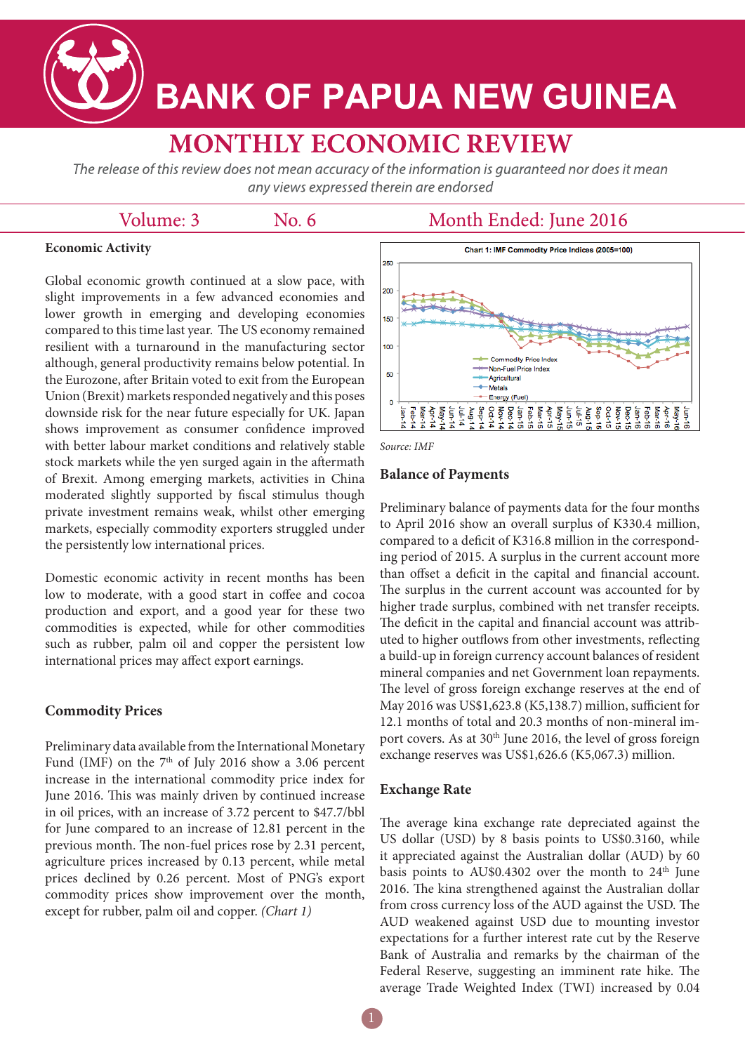# BANK OF PAPUA NEW GUINEA

# MONTHLY ECONOMIC REVIEW

*The release of this review does not mean accuracy of the information is guaranteed nor does it mean any views expressed therein are endorsed*

Volume: 3 No. 6 Month Ended: June 2016

## Economic Activity

Global economic growth continued at a slow pace, with slight improvements in a few advanced economies and lower growth in emerging and developing economies compared to this time last year. The US economy remained resilient with a turnaround in the manufacturing sector although, general productivity remains below potential. In the Eurozone, after Britain voted to exit from the European Union (Brexit) markets responded negatively and this poses downside risk for the near future especially for UK. Japan shows improvement as consumer confidence improved with better labour market conditions and relatively stable stock markets while the yen surged again in the aftermath of Brexit. Among emerging markets, activities in China moderated slightly supported by fiscal stimulus though private investment remains weak, whilst other emerging markets, especially commodity exporters struggled under the persistently low international prices.

Domestic economic activity in recent months has been low to moderate, with a good start in coffee and cocoa production and export, and a good year for these two commodities is expected, while for other commodities such as rubber, palm oil and copper the persistent low international prices may affect export earnings.

## Commodity Prices

Preliminary data available from the International Monetary Fund (IMF) on the 7th of July 2016 show a 3.06 percent increase in the international commodity price index for June 2016. This was mainly driven by continued increase in oil prices, with an increase of 3.72 percent to $47.7/bbl for June compared to an increase of 12.81 percent in the previous month. The non-fuel prices rose by 2.31 percent, agriculture prices increased by 0.13 percent, while metal prices declined by 0.26 percent. Most of PNG's export commodity prices show improvement over the month, except for rubber, palm oil and copper. *(Chart 1)*

Chart 1: IMF Commodity Price Indices (2005=100)

*Source: IMF*

## Balance of Payments

Preliminary balance of payments data for the four months to April 2016 show an overall surplus of K330.4 million, compared to a deficit of K316.8 million in the corresponding period of 2015. A surplus in the current account more than offset a deficit in the capital and financial account. The surplus in the current account was accounted for by higher trade surplus, combined with net transfer receipts. The deficit in the capital and financial account was attributed to higher outflows from other investments, reflecting a build-up in foreign currency account balances of resident mineral companies and net Government loan repayments. The level of gross foreign exchange reserves at the end of May 2016 was US$1,623.8 (K5,138.7) million, sufficient for 12.1 months of total and 20.3 months of non-mineral import covers. As at 30th June 2016, the level of gross foreign exchange reserves was US$1,626.6 (K5,067.3) million.

## Exchange Rate

The average kina exchange rate depreciated against the US dollar (USD) by 8 basis points to US$0.3160, while it appreciated against the Australian dollar (AUD) by 60 basis points to AU$0.4302 over the month to 24th June 2016. The kina strengthened against the Australian dollar from cross currency loss of the AUD against the USD. The AUD weakened against USD due to mounting investor expectations for a further interest rate cut by the Reserve Bank of Australia and remarks by the chairman of the Federal Reserve, suggesting an imminent rate hike. The average Trade Weighted Index (TWI) increased by 0.04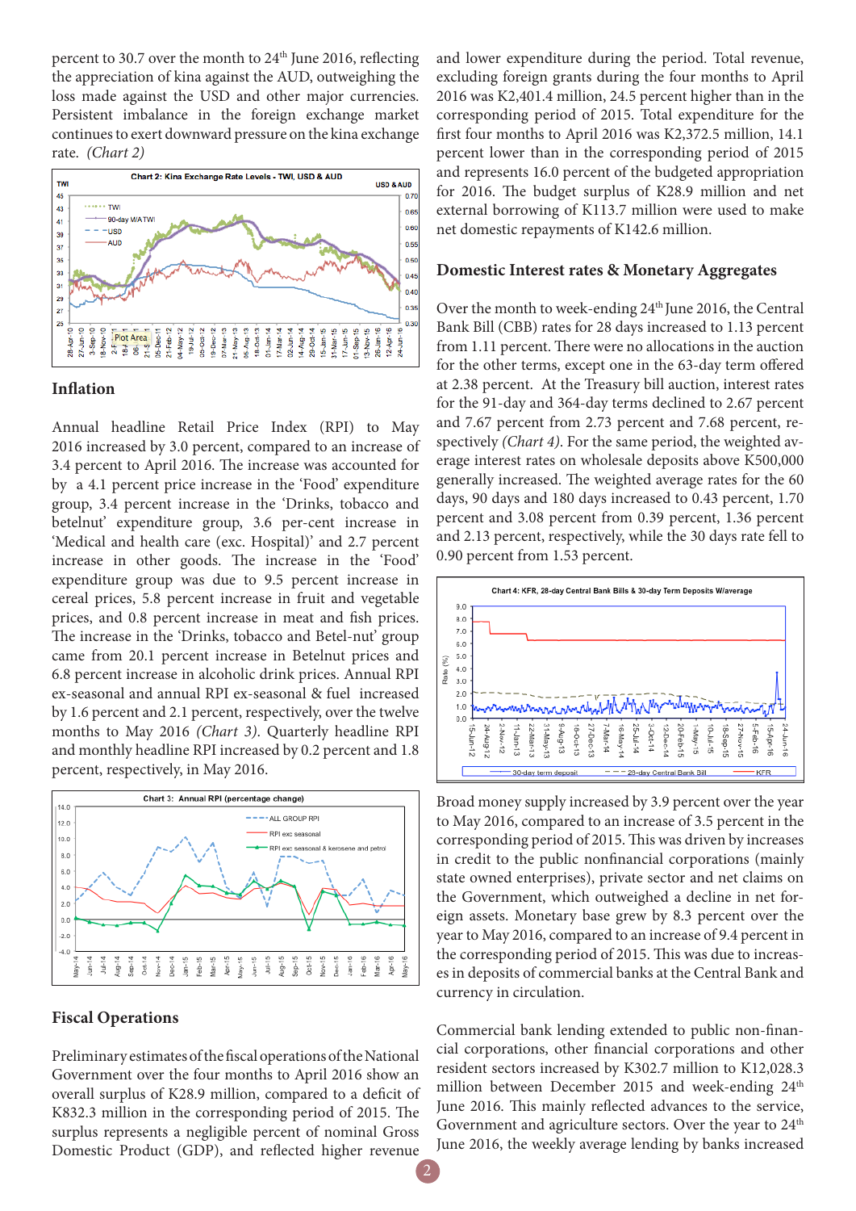percent to 30.7 over the month to 24th June 2016, reflecting the appreciation of kina against the AUD, outweighing the loss made against the USD and other major currencies. Persistent imbalance in the foreign exchange market continues to exert downward pressure on the kina exchange rate. *(Chart 2)*

## Inflation

Annual headline Retail Price Index (RPI) to May 2016 increased by 3.0 percent, compared to an increase of 3.4 percent to April 2016. The increase was accounted for by a 4.1 percent price increase in the 'Food' expenditure group, 3.4 percent increase in the 'Drinks, tobacco and betelnut' expenditure group, 3.6 per-cent increase in 'Medical and health care (exc. Hospital)' and 2.7 percent increase in other goods. The increase in the 'Food' expenditure group was due to 9.5 percent increase in cereal prices, 5.8 percent increase in fruit and vegetable prices, and 0.8 percent increase in meat and fish prices. The increase in the 'Drinks, tobacco and Betel-nut' group came from 20.1 percent increase in Betelnut prices and 6.8 percent increase in alcoholic drink prices. Annual RPI ex-seasonal and annual RPI ex-seasonal & fuel increased by 1.6 percent and 2.1 percent, respectively, over the twelve months to May 2016 *(Chart 3)*. Quarterly headline RPI and monthly headline RPI increased by 0.2 percent and 1.8 percent, respectively, in May 2016.

## Fiscal Operations

Preliminary estimates of the fiscal operations of the National Government over the four months to April 2016 show an overall surplus of K28.9 million, compared to a deficit of K832.3 million in the corresponding period of 2015. The surplus represents a negligible percent of nominal Gross Domestic Product (GDP), and reflected higher revenue and lower expenditure during the period. Total revenue, excluding foreign grants during the four months to April 2016 was K2,401.4 million, 24.5 percent higher than in the corresponding period of 2015. Total expenditure for the first four months to April 2016 was K2,372.5 million, 14.1 percent lower than in the corresponding period of 2015 and represents 16.0 percent of the budgeted appropriation for 2016. The budget surplus of K28.9 million and net external borrowing of K113.7 million were used to make net domestic repayments of K142.6 million.

## Domestic Interest rates & Monetary Aggregates

Over the month to week-ending 24th June 2016, the Central Bank Bill (CBB) rates for 28 days increased to 1.13 percent from 1.11 percent. There were no allocations in the auction for the other terms, except one in the 63-day term offered at 2.38 percent. At the Treasury bill auction, interest rates for the 91-day and 364-day terms declined to 2.67 percent and 7.67 percent from 2.73 percent and 7.68 percent, respectively *(Chart 4)*. For the same period, the weighted average interest rates on wholesale deposits above K500,000 generally increased. The weighted average rates for the 60 days, 90 days and 180 days increased to 0.43 percent, 1.70 percent and 3.08 percent from 0.39 percent, 1.36 percent and 2.13 percent, respectively, while the 30 days rate fell to 0.90 percent from 1.53 percent.

Broad money supply increased by 3.9 percent over the year to May 2016, compared to an increase of 3.5 percent in the corresponding period of 2015. This was driven by increases in credit to the public nonfinancial corporations (mainly state owned enterprises), private sector and net claims on the Government, which outweighed a decline in net foreign assets. Monetary base grew by 8.3 percent over the year to May 2016, compared to an increase of 9.4 percent in the corresponding period of 2015. This was due to increases in deposits of commercial banks at the Central Bank and currency in circulation.

Commercial bank lending extended to public non-financial corporations, other financial corporations and other resident sectors increased by K302.7 million to K12,028.3 million between December 2015 and week-ending 24th June 2016. This mainly reflected advances to the service, Government and agriculture sectors. Over the year to 24th June 2016, the weekly average lending by banks increased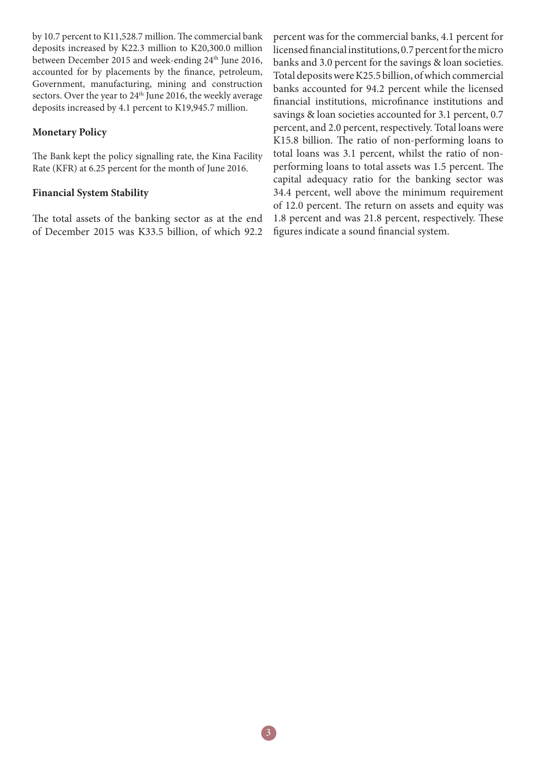by 10.7 percent to K11,528.7 million. The commercial bank deposits increased by K22.3 million to K20,300.0 million between December 2015 and week-ending 24th June 2016, accounted for by placements by the finance, petroleum, Government, manufacturing, mining and construction sectors. Over the year to 24th June 2016, the weekly average deposits increased by 4.1 percent to K19,945.7 million.

**Monetary Policy**

The Bank kept the policy signalling rate, the Kina Facility Rate (KFR) at 6.25 percent for the month of June 2016.

**Financial System Stability**

The total assets of the banking sector as at the end of December 2015 was K33.5 billion, of which 92.2 percent was for the commercial banks, 4.1 percent for licensed financial institutions, 0.7 percent for the micro banks and 3.0 percent for the savings & loan societies. Total deposits were K25.5 billion, of which commercial banks accounted for 94.2 percent while the licensed financial institutions, microfinance institutions and savings & loan societies accounted for 3.1 percent, 0.7 percent, and 2.0 percent, respectively. Total loans were K15.8 billion. The ratio of non-performing loans to total loans was 3.1 percent, whilst the ratio of non-performing loans to total assets was 1.5 percent. The capital adequacy ratio for the banking sector was 34.4 percent, well above the minimum requirement of 12.0 percent. The return on assets and equity was 1.8 percent and was 21.8 percent, respectively. These figures indicate a sound financial system.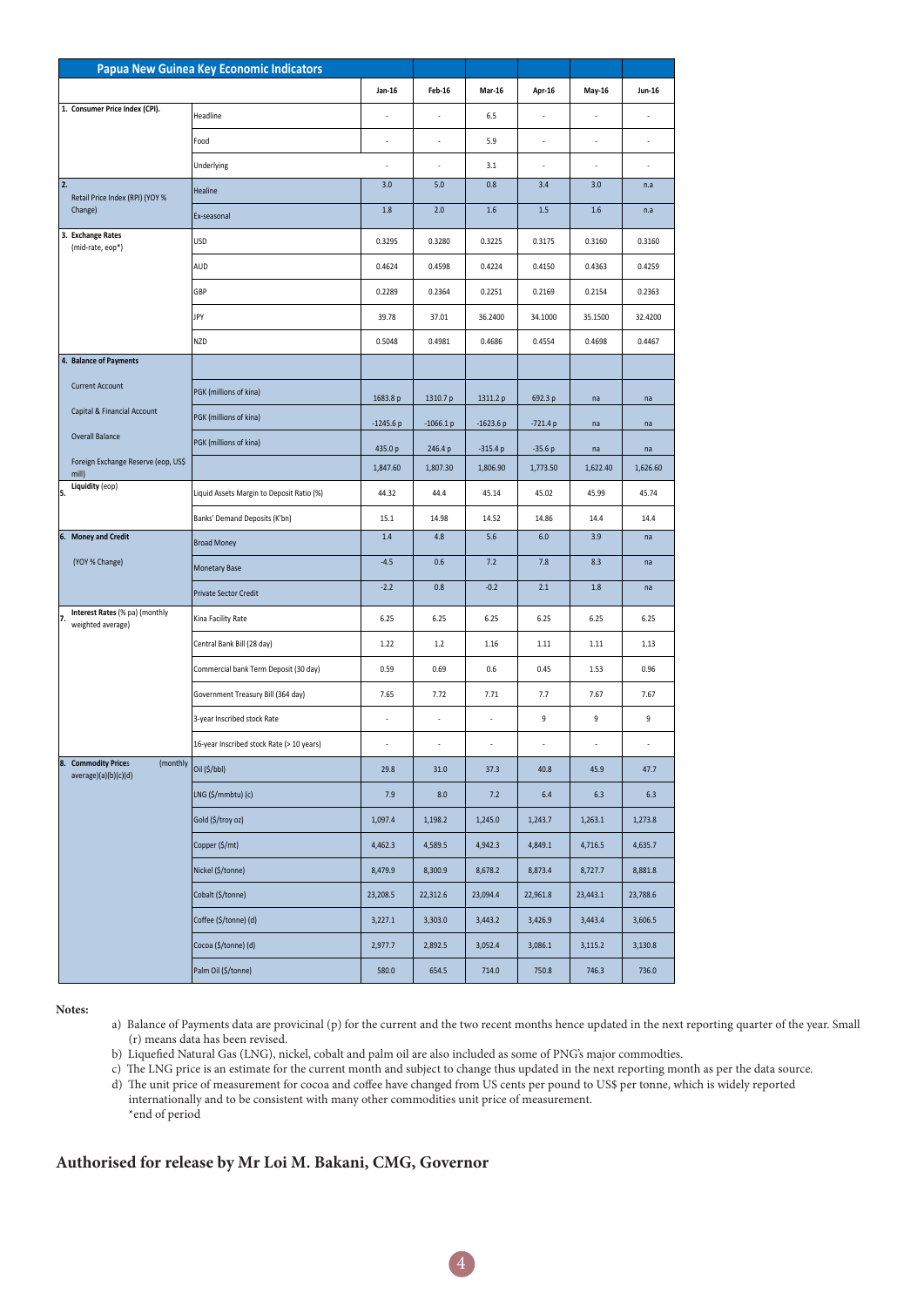| Papua New Guinea Key Economic Indicators | | | | | | | |
|---|---|---|---|---|---|---|---|
| | | Jan-16 | Feb-16 | Mar-16 | Apr-16 | May-16 | Jun-16 |
| 1. Consumer Price Index (CPI). | Headline | - | - | 6.5 | - | - | - |
| | Food | - | - | 5.9 | - | - | - |
| | Underlying | - | - | 3.1 | - | - | - |
| 2. Retail Price Index (RPI) (YOY % Change) | Healine | 3.0 | 5.0 | 0.8 | 3.4 | 3.0 | n.a |
| | Ex-seasonal | 1.8 | 2.0 | 1.6 | 1.5 | 1.6 | n.a |
| 3. Exchange Rates (mid-rate, eop*) | USD | 0.3295 | 0.3280 | 0.3225 | 0.3175 | 0.3160 | 0.3160 |
| | AUD | 0.4624 | 0.4598 | 0.4224 | 0.4150 | 0.4363 | 0.4259 |
| | GBP | 0.2289 | 0.2364 | 0.2251 | 0.2169 | 0.2154 | 0.2363 |
| | JPY | 39.78 | 37.01 | 36.2400 | 34.1000 | 35.1500 | 32.4200 |
| | NZD | 0.5048 | 0.4981 | 0.4686 | 0.4554 | 0.4698 | 0.4467 |
| 4. Balance of Payments | | | | | | | |
| Current Account | PGK (millions of kina) | 1683.8 p | 1310.7 p | 1311.2 p | 692.3 p | na | na |
| Capital & Financial Account | PGK (millions of kina) | -1245.6 p | -1066.1 p | -1623.6 p | -721.4 p | na | na |
| Overall Balance | PGK (millions of kina) | 435.0 p | 246.4 p | -315.4 p | -35.6 p | na | na |
| Foreign Exchange Reserve (eop, US$ mill) | | 1,847.60 | 1,807.30 | 1,806.90 | 1,773.50 | 1,622.40 | 1,626.60 |
| 5. Liquidity (eop) | Liquid Assets Margin to Deposit Ratio (%) | 44.32 | 44.4 | 45.14 | 45.02 | 45.99 | 45.74 |
| | Banks' Demand Deposits (K'bn) | 15.1 | 14.98 | 14.52 | 14.86 | 14.4 | 14.4 |
| 6. Money and Credit | Broad Money | 1.4 | 4.8 | 5.6 | 6.0 | 3.9 | na |
| (YOY % Change) | Monetary Base | -4.5 | 0.6 | 7.2 | 7.8 | 8.3 | na |
| | Private Sector Credit | -2.2 | 0.8 | -0.2 | 2.1 | 1.8 | na |
| 7. Interest Rates (% pa) (monthly weighted average) | Kina Facility Rate | 6.25 | 6.25 | 6.25 | 6.25 | 6.25 | 6.25 |
| | Central Bank Bill (28 day) | 1.22 | 1.2 | 1.16 | 1.11 | 1.11 | 1.13 |
| | Commercial bank Term Deposit (30 day) | 0.59 | 0.69 | 0.6 | 0.45 | 1.53 | 0.96 |
| | Government Treasury Bill (364 day) | 7.65 | 7.72 | 7.71 | 7.7 | 7.67 | 7.67 |
| | 3-year Inscribed stock Rate | - | - | - | 9 | 9 | 9 |
| | 16-year Inscribed stock Rate (> 10 years) | - | - | - | - | - | - |
| 8. Commodity Prices (monthly average)(a)(b)(c)(d) | Oil ($/bbl) | 29.8 | 31.0 | 37.3 | 40.8 | 45.9 | 47.7 |
| | LNG ($/mmbtu) (c) | 7.9 | 8.0 | 7.2 | 6.4 | 6.3 | 6.3 |
| | Gold ($/troy oz) | 1,097.4 | 1,198.2 | 1,245.0 | 1,243.7 | 1,263.1 | 1,273.8 |
| | Copper ($/mt) | 4,462.3 | 4,589.5 | 4,942.3 | 4,849.1 | 4,716.5 | 4,635.7 |
| | Nickel ($/tonne) | 8,479.9 | 8,300.9 | 8,678.2 | 8,873.4 | 8,727.7 | 8,881.8 |
| | Cobalt ($/tonne) | 23,208.5 | 22,312.6 | 23,094.4 | 22,961.8 | 23,443.1 | 23,788.6 |
| | Coffee ($/tonne) (d) | 3,227.1 | 3,303.0 | 3,443.2 | 3,426.9 | 3,443.4 | 3,606.5 |
| | Cocoa ($/tonne) (d) | 2,977.7 | 2,892.5 | 3,052.4 | 3,086.1 | 3,115.2 | 3,130.8 |
| | Palm Oil ($/tonne) | 580.0 | 654.5 | 714.0 | 750.8 | 746.3 | 736.0 |

**Notes:**

a) Balance of Payments data are provicinal (p) for the current and the two recent months hence updated in the next reporting quarter of the year. Small (r) means data has been revised.

b) Liquefied Natural Gas (LNG), nickel, cobalt and palm oil are also included as some of PNG's major commodties.

c) The LNG price is an estimate for the current month and subject to change thus updated in the next reporting month as per the data source.

d) The unit price of measurement for cocoa and coffee have changed from US cents per pound to US$ per tonne, which is widely reported internationally and to be consistent with many other commodities unit price of measurement.

*end of period

## Authorised for release by Mr Loi M. Bakani, CMG, Governor